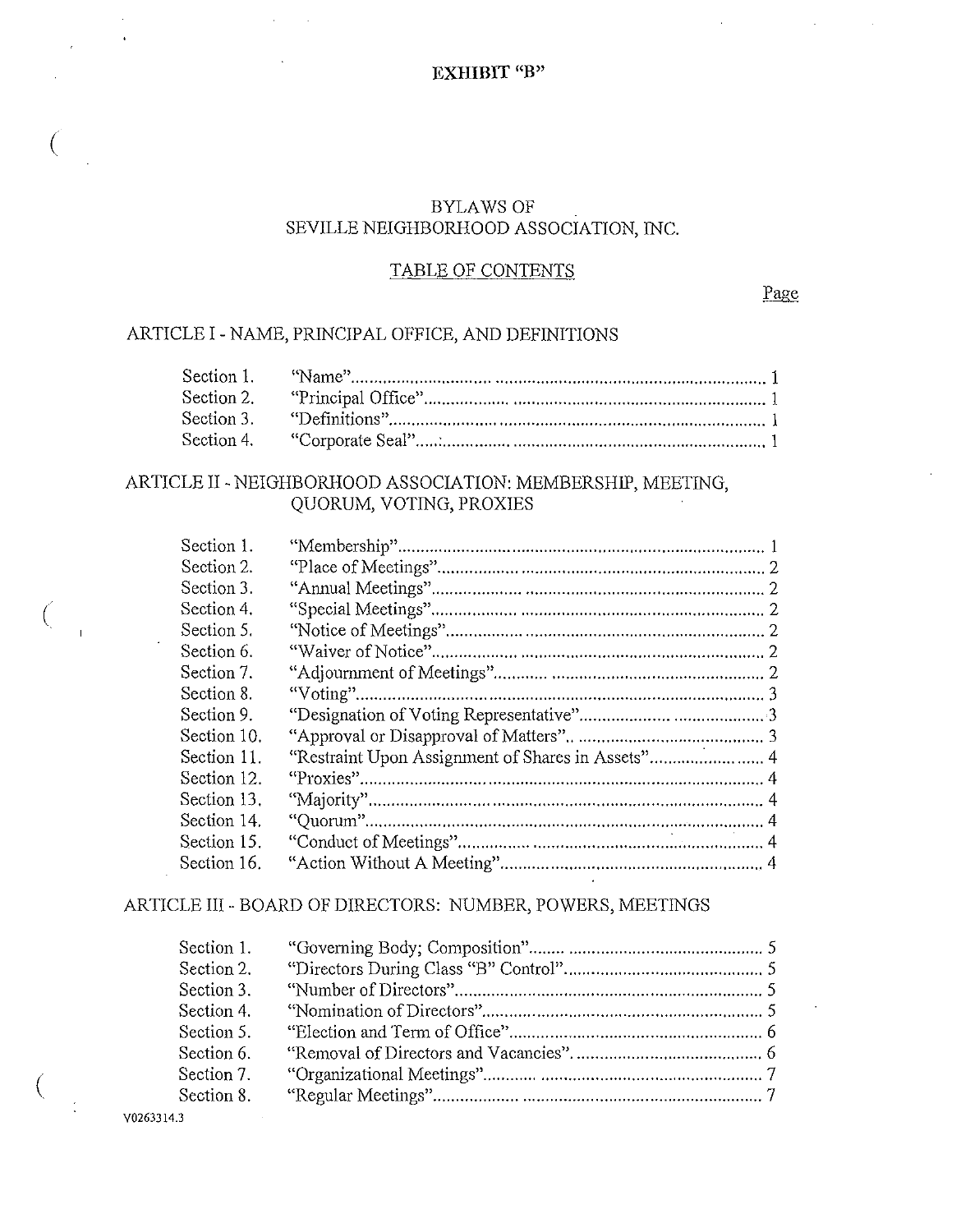**EXHIBIT "B"**

# BYLAWS OF
# SEVILLE NEIGHBORHOOD ASSOCIATION, INC.

## TABLE OF CONTENTS

| | | Page |
|---|---|---|
| **ARTICLE I - NAME, PRINCIPAL OFFICE, AND DEFINITIONS** | | |
| Section 1. | "Name" | 1 |
| Section 2. | "Principal Office" | 1 |
| Section 3. | "Definitions" | 1 |
| Section 4. | "Corporate Seal" | 1 |
| **ARTICLE II - NEIGHBORHOOD ASSOCIATION: MEMBERSHIP, MEETING, QUORUM, VOTING, PROXIES** | | |
| Section 1. | "Membership" | 1 |
| Section 2. | "Place of Meetings" | 2 |
| Section 3. | "Annual Meetings" | 2 |
| Section 4. | "Special Meetings" | 2 |
| Section 5. | "Notice of Meetings" | 2 |
| Section 6. | "Waiver of Notice" | 2 |
| Section 7. | "Adjournment of Meetings" | 2 |
| Section 8. | "Voting" | 3 |
| Section 9. | "Designation of Voting Representative" | 3 |
| Section 10. | "Approval or Disapproval of Matters" | 3 |
| Section 11. | "Restraint Upon Assignment of Shares in Assets" | 4 |
| Section 12. | "Proxies" | 4 |
| Section 13. | "Majority" | 4 |
| Section 14. | "Quorum" | 4 |
| Section 15. | "Conduct of Meetings" | 4 |
| Section 16. | "Action Without A Meeting" | 4 |
| **ARTICLE III - BOARD OF DIRECTORS: NUMBER, POWERS, MEETINGS** | | |
| Section 1. | "Governing Body; Composition" | 5 |
| Section 2. | "Directors During Class "B" Control" | 5 |
| Section 3. | "Number of Directors" | 5 |
| Section 4. | "Nomination of Directors" | 5 |
| Section 5. | "Election and Term of Office" | 6 |
| Section 6. | "Removal of Directors and Vacancies" | 6 |
| Section 7. | "Organizational Meetings" | 7 |
| Section 8. | "Regular Meetings" | 7 |

V0263314.3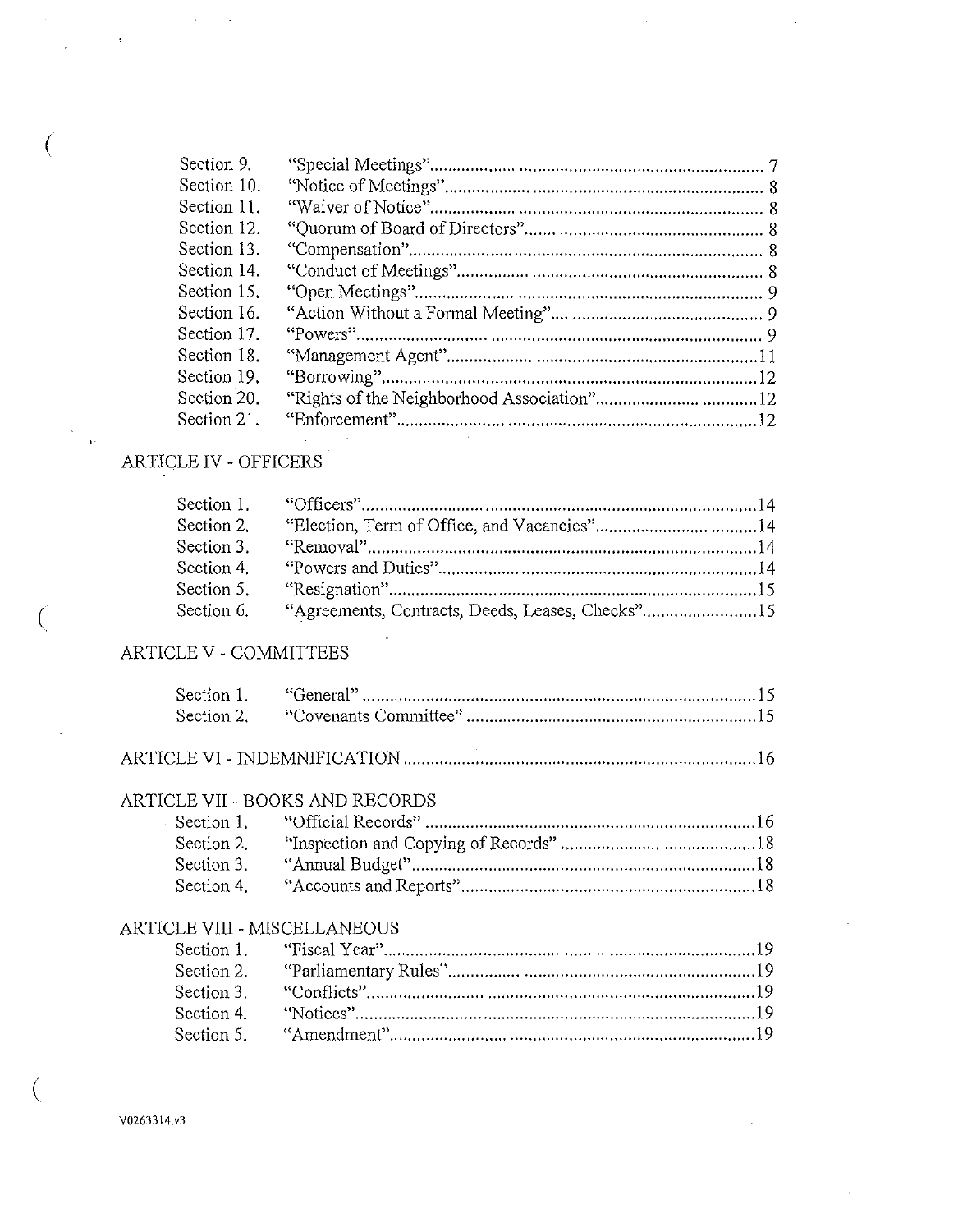| | | |
|---|---|---|
| Section 9. | "Special Meetings" | 7 |
| Section 10. | "Notice of Meetings" | 8 |
| Section 11. | "Waiver of Notice" | 8 |
| Section 12. | "Quorum of Board of Directors" | 8 |
| Section 13. | "Compensation" | 8 |
| Section 14. | "Conduct of Meetings" | 8 |
| Section 15. | "Open Meetings" | 9 |
| Section 16. | "Action Without a Formal Meeting" | 9 |
| Section 17. | "Powers" | 9 |
| Section 18. | "Management Agent" | 11 |
| Section 19. | "Borrowing" | 12 |
| Section 20. | "Rights of the Neighborhood Association" | 12 |
| Section 21. | "Enforcement" | 12 |

ARTICLE IV - OFFICERS

| | | |
|---|---|---|
| Section 1. | "Officers" | 14 |
| Section 2. | "Election, Term of Office, and Vacancies" | 14 |
| Section 3. | "Removal" | 14 |
| Section 4. | "Powers and Duties" | 14 |
| Section 5. | "Resignation" | 15 |
| Section 6. | "Agreements, Contracts, Deeds, Leases, Checks" | 15 |

ARTICLE V - COMMITTEES

| | | |
|---|---|---|
| Section 1. | "General" | 15 |
| Section 2. | "Covenants Committee" | 15 |

ARTICLE VI - INDEMNIFICATION .......... 16

ARTICLE VII - BOOKS AND RECORDS

| | | |
|---|---|---|
| Section 1. | "Official Records" | 16 |
| Section 2. | "Inspection and Copying of Records" | 18 |
| Section 3. | "Annual Budget" | 18 |
| Section 4. | "Accounts and Reports" | 18 |

ARTICLE VIII - MISCELLANEOUS

| | | |
|---|---|---|
| Section 1. | "Fiscal Year" | 19 |
| Section 2. | "Parliamentary Rules" | 19 |
| Section 3. | "Conflicts" | 19 |
| Section 4. | "Notices" | 19 |
| Section 5. | "Amendment" | 19 |

V0263314.v3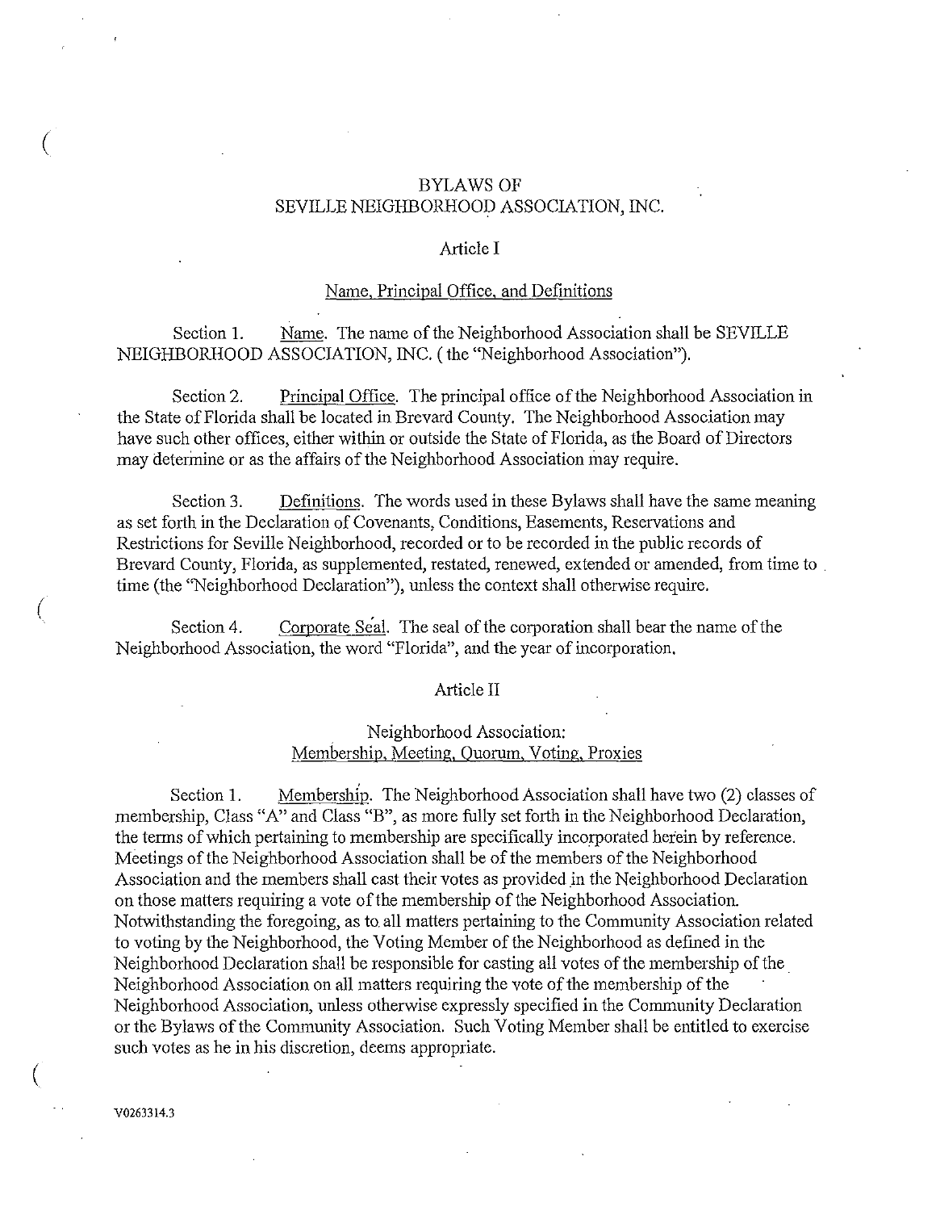# BYLAWS OF SEVILLE NEIGHBORHOOD ASSOCIATION, INC.

## Article I

### Name, Principal Office, and Definitions

Section 1. Name. The name of the Neighborhood Association shall be SEVILLE NEIGHBORHOOD ASSOCIATION, INC. ( the "Neighborhood Association").

Section 2. Principal Office. The principal office of the Neighborhood Association in the State of Florida shall be located in Brevard County. The Neighborhood Association may have such other offices, either within or outside the State of Florida, as the Board of Directors may determine or as the affairs of the Neighborhood Association may require.

Section 3. Definitions. The words used in these Bylaws shall have the same meaning as set forth in the Declaration of Covenants, Conditions, Easements, Reservations and Restrictions for Seville Neighborhood, recorded or to be recorded in the public records of Brevard County, Florida, as supplemented, restated, renewed, extended or amended, from time to time (the "Neighborhood Declaration"), unless the context shall otherwise require.

Section 4. Corporate Seal. The seal of the corporation shall bear the name of the Neighborhood Association, the word "Florida", and the year of incorporation.

## Article II

### Neighborhood Association: Membership, Meeting, Quorum, Voting, Proxies

Section 1. Membership. The Neighborhood Association shall have two (2) classes of membership, Class "A" and Class "B", as more fully set forth in the Neighborhood Declaration, the terms of which pertaining to membership are specifically incorporated herein by reference. Meetings of the Neighborhood Association shall be of the members of the Neighborhood Association and the members shall cast their votes as provided in the Neighborhood Declaration on those matters requiring a vote of the membership of the Neighborhood Association. Notwithstanding the foregoing, as to all matters pertaining to the Community Association related to voting by the Neighborhood, the Voting Member of the Neighborhood as defined in the Neighborhood Declaration shall be responsible for casting all votes of the membership of the Neighborhood Association on all matters requiring the vote of the membership of the Neighborhood Association, unless otherwise expressly specified in the Community Declaration or the Bylaws of the Community Association. Such Voting Member shall be entitled to exercise such votes as he in his discretion, deems appropriate.

V0263314.3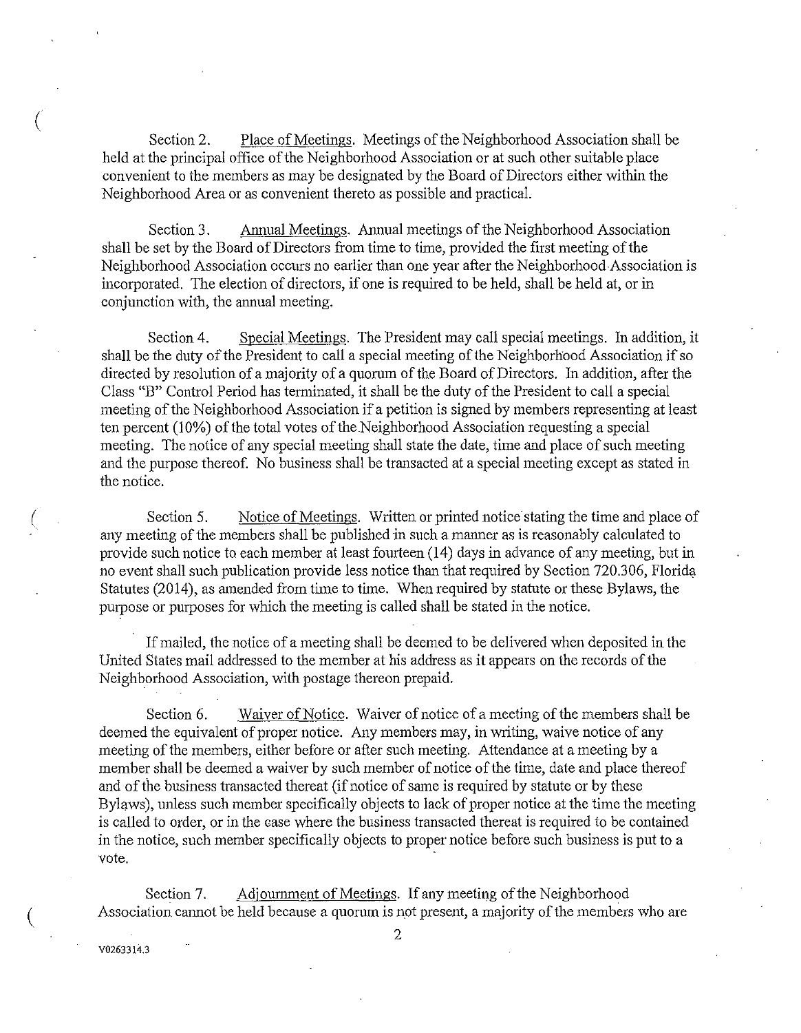Section 2. Place of Meetings. Meetings of the Neighborhood Association shall be held at the principal office of the Neighborhood Association or at such other suitable place convenient to the members as may be designated by the Board of Directors either within the Neighborhood Area or as convenient thereto as possible and practical.

Section 3. Annual Meetings. Annual meetings of the Neighborhood Association shall be set by the Board of Directors from time to time, provided the first meeting of the Neighborhood Association occurs no earlier than one year after the Neighborhood Association is incorporated. The election of directors, if one is required to be held, shall be held at, or in conjunction with, the annual meeting.

Section 4. Special Meetings. The President may call special meetings. In addition, it shall be the duty of the President to call a special meeting of the Neighborhood Association if so directed by resolution of a majority of a quorum of the Board of Directors. In addition, after the Class "B" Control Period has terminated, it shall be the duty of the President to call a special meeting of the Neighborhood Association if a petition is signed by members representing at least ten percent (10%) of the total votes of the Neighborhood Association requesting a special meeting. The notice of any special meeting shall state the date, time and place of such meeting and the purpose thereof. No business shall be transacted at a special meeting except as stated in the notice.

Section 5. Notice of Meetings. Written or printed notice stating the time and place of any meeting of the members shall be published in such a manner as is reasonably calculated to provide such notice to each member at least fourteen (14) days in advance of any meeting, but in no event shall such publication provide less notice than that required by Section 720.306, Florida Statutes (2014), as amended from time to time. When required by statute or these Bylaws, the purpose or purposes for which the meeting is called shall be stated in the notice.

If mailed, the notice of a meeting shall be deemed to be delivered when deposited in the United States mail addressed to the member at his address as it appears on the records of the Neighborhood Association, with postage thereon prepaid.

Section 6. Waiver of Notice. Waiver of notice of a meeting of the members shall be deemed the equivalent of proper notice. Any members may, in writing, waive notice of any meeting of the members, either before or after such meeting. Attendance at a meeting by a member shall be deemed a waiver by such member of notice of the time, date and place thereof and of the business transacted thereat (if notice of same is required by statute or by these Bylaws), unless such member specifically objects to lack of proper notice at the time the meeting is called to order, or in the case where the business transacted thereat is required to be contained in the notice, such member specifically objects to proper notice before such business is put to a vote.

Section 7. Adjournment of Meetings. If any meeting of the Neighborhood Association cannot be held because a quorum is not present, a majority of the members who are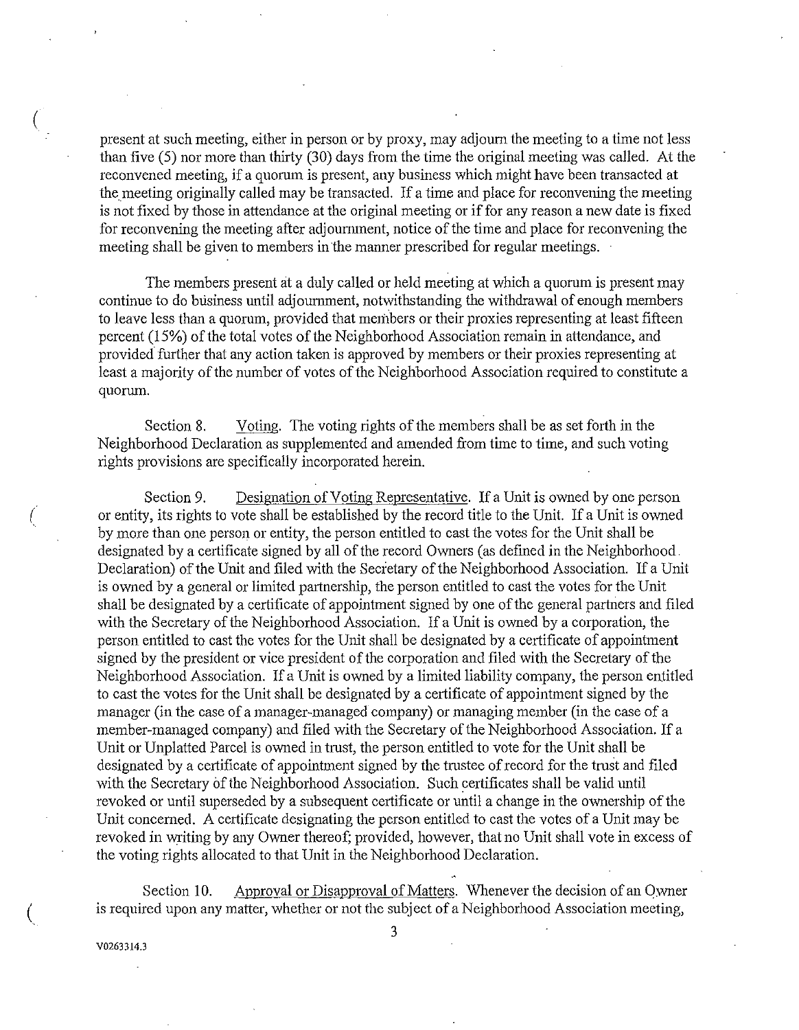present at such meeting, either in person or by proxy, may adjourn the meeting to a time not less than five (5) nor more than thirty (30) days from the time the original meeting was called. At the reconvened meeting, if a quorum is present, any business which might have been transacted at the meeting originally called may be transacted. If a time and place for reconvening the meeting is not fixed by those in attendance at the original meeting or if for any reason a new date is fixed for reconvening the meeting after adjournment, notice of the time and place for reconvening the meeting shall be given to members in the manner prescribed for regular meetings.

The members present at a duly called or held meeting at which a quorum is present may continue to do business until adjournment, notwithstanding the withdrawal of enough members to leave less than a quorum, provided that members or their proxies representing at least fifteen percent (15%) of the total votes of the Neighborhood Association remain in attendance, and provided further that any action taken is approved by members or their proxies representing at least a majority of the number of votes of the Neighborhood Association required to constitute a quorum.

Section 8. Voting. The voting rights of the members shall be as set forth in the Neighborhood Declaration as supplemented and amended from time to time, and such voting rights provisions are specifically incorporated herein.

Section 9. Designation of Voting Representative. If a Unit is owned by one person or entity, its rights to vote shall be established by the record title to the Unit. If a Unit is owned by more than one person or entity, the person entitled to cast the votes for the Unit shall be designated by a certificate signed by all of the record Owners (as defined in the Neighborhood Declaration) of the Unit and filed with the Secretary of the Neighborhood Association. If a Unit is owned by a general or limited partnership, the person entitled to cast the votes for the Unit shall be designated by a certificate of appointment signed by one of the general partners and filed with the Secretary of the Neighborhood Association. If a Unit is owned by a corporation, the person entitled to cast the votes for the Unit shall be designated by a certificate of appointment signed by the president or vice president of the corporation and filed with the Secretary of the Neighborhood Association. If a Unit is owned by a limited liability company, the person entitled to cast the votes for the Unit shall be designated by a certificate of appointment signed by the manager (in the case of a manager-managed company) or managing member (in the case of a member-managed company) and filed with the Secretary of the Neighborhood Association. If a Unit or Unplatted Parcel is owned in trust, the person entitled to vote for the Unit shall be designated by a certificate of appointment signed by the trustee of record for the trust and filed with the Secretary of the Neighborhood Association. Such certificates shall be valid until revoked or until superseded by a subsequent certificate or until a change in the ownership of the Unit concerned. A certificate designating the person entitled to cast the votes of a Unit may be revoked in writing by any Owner thereof; provided, however, that no Unit shall vote in excess of the voting rights allocated to that Unit in the Neighborhood Declaration.

Section 10. Approval or Disapproval of Matters. Whenever the decision of an Owner is required upon any matter, whether or not the subject of a Neighborhood Association meeting,

V0263314.3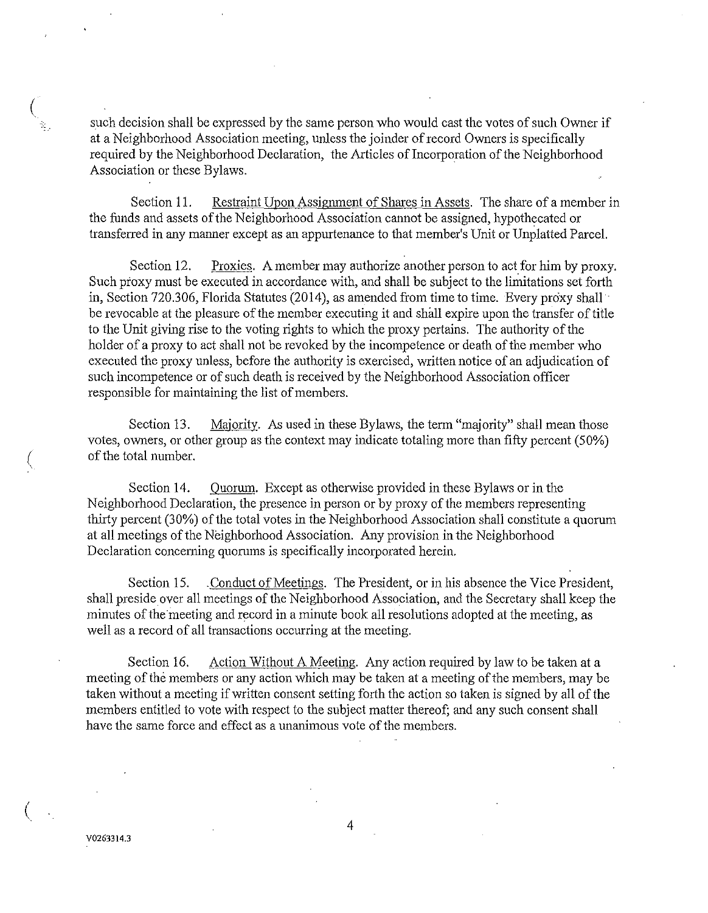such decision shall be expressed by the same person who would cast the votes of such Owner if at a Neighborhood Association meeting, unless the joinder of record Owners is specifically required by the Neighborhood Declaration, the Articles of Incorporation of the Neighborhood Association or these Bylaws.

Section 11. Restraint Upon Assignment of Shares in Assets. The share of a member in the funds and assets of the Neighborhood Association cannot be assigned, hypothecated or transferred in any manner except as an appurtenance to that member's Unit or Unplatted Parcel.

Section 12. Proxies. A member may authorize another person to act for him by proxy. Such proxy must be executed in accordance with, and shall be subject to the limitations set forth in, Section 720.306, Florida Statutes (2014), as amended from time to time. Every proxy shall be revocable at the pleasure of the member executing it and shall expire upon the transfer of title to the Unit giving rise to the voting rights to which the proxy pertains. The authority of the holder of a proxy to act shall not be revoked by the incompetence or death of the member who executed the proxy unless, before the authority is exercised, written notice of an adjudication of such incompetence or of such death is received by the Neighborhood Association officer responsible for maintaining the list of members.

Section 13. Majority. As used in these Bylaws, the term "majority" shall mean those votes, owners, or other group as the context may indicate totaling more than fifty percent (50%) of the total number.

Section 14. Quorum. Except as otherwise provided in these Bylaws or in the Neighborhood Declaration, the presence in person or by proxy of the members representing thirty percent (30%) of the total votes in the Neighborhood Association shall constitute a quorum at all meetings of the Neighborhood Association. Any provision in the Neighborhood Declaration concerning quorums is specifically incorporated herein.

Section 15. Conduct of Meetings. The President, or in his absence the Vice President, shall preside over all meetings of the Neighborhood Association, and the Secretary shall keep the minutes of the meeting and record in a minute book all resolutions adopted at the meeting, as well as a record of all transactions occurring at the meeting.

Section 16. Action Without A Meeting. Any action required by law to be taken at a meeting of the members or any action which may be taken at a meeting of the members, may be taken without a meeting if written consent setting forth the action so taken is signed by all of the members entitled to vote with respect to the subject matter thereof; and any such consent shall have the same force and effect as a unanimous vote of the members.

V0263314.3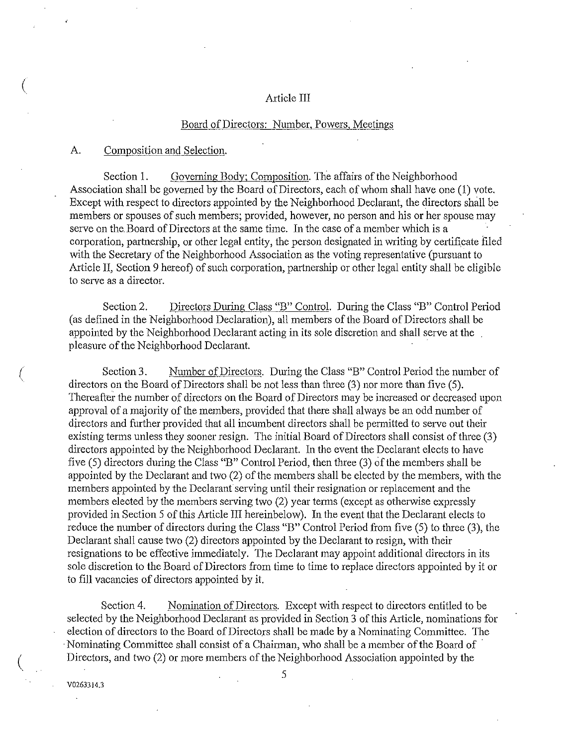# Article III

## Board of Directors: Number, Powers, Meetings

### A. Composition and Selection.

Section 1. Governing Body; Composition. The affairs of the Neighborhood Association shall be governed by the Board of Directors, each of whom shall have one (1) vote. Except with respect to directors appointed by the Neighborhood Declarant, the directors shall be members or spouses of such members; provided, however, no person and his or her spouse may serve on the Board of Directors at the same time. In the case of a member which is a corporation, partnership, or other legal entity, the person designated in writing by certificate filed with the Secretary of the Neighborhood Association as the voting representative (pursuant to Article II, Section 9 hereof) of such corporation, partnership or other legal entity shall be eligible to serve as a director.

Section 2. Directors During Class "B" Control. During the Class "B" Control Period (as defined in the Neighborhood Declaration), all members of the Board of Directors shall be appointed by the Neighborhood Declarant acting in its sole discretion and shall serve at the pleasure of the Neighborhood Declarant.

Section 3. Number of Directors. During the Class "B" Control Period the number of directors on the Board of Directors shall be not less than three (3) nor more than five (5). Thereafter the number of directors on the Board of Directors may be increased or decreased upon approval of a majority of the members, provided that there shall always be an odd number of directors and further provided that all incumbent directors shall be permitted to serve out their existing terms unless they sooner resign. The initial Board of Directors shall consist of three (3) directors appointed by the Neighborhood Declarant. In the event the Declarant elects to have five (5) directors during the Class "B" Control Period, then three (3) of the members shall be appointed by the Declarant and two (2) of the members shall be elected by the members, with the members appointed by the Declarant serving until their resignation or replacement and the members elected by the members serving two (2) year terms (except as otherwise expressly provided in Section 5 of this Article III hereinbelow). In the event that the Declarant elects to reduce the number of directors during the Class "B" Control Period from five (5) to three (3), the Declarant shall cause two (2) directors appointed by the Declarant to resign, with their resignations to be effective immediately. The Declarant may appoint additional directors in its sole discretion to the Board of Directors from time to time to replace directors appointed by it or to fill vacancies of directors appointed by it.

Section 4. Nomination of Directors. Except with respect to directors entitled to be selected by the Neighborhood Declarant as provided in Section 3 of this Article, nominations for election of directors to the Board of Directors shall be made by a Nominating Committee. The Nominating Committee shall consist of a Chairman, who shall be a member of the Board of Directors, and two (2) or more members of the Neighborhood Association appointed by the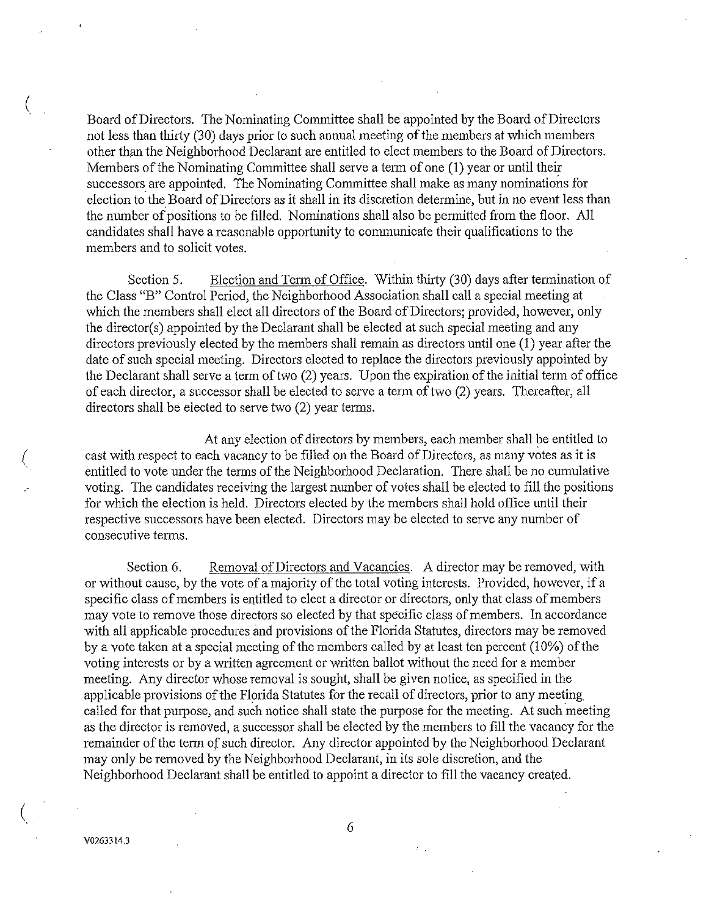Board of Directors. The Nominating Committee shall be appointed by the Board of Directors not less than thirty (30) days prior to such annual meeting of the members at which members other than the Neighborhood Declarant are entitled to elect members to the Board of Directors. Members of the Nominating Committee shall serve a term of one (1) year or until their successors are appointed. The Nominating Committee shall make as many nominations for election to the Board of Directors as it shall in its discretion determine, but in no event less than the number of positions to be filled. Nominations shall also be permitted from the floor. All candidates shall have a reasonable opportunity to communicate their qualifications to the members and to solicit votes.

Section 5. Election and Term of Office. Within thirty (30) days after termination of the Class "B" Control Period, the Neighborhood Association shall call a special meeting at which the members shall elect all directors of the Board of Directors; provided, however, only the director(s) appointed by the Declarant shall be elected at such special meeting and any directors previously elected by the members shall remain as directors until one (1) year after the date of such special meeting. Directors elected to replace the directors previously appointed by the Declarant shall serve a term of two (2) years. Upon the expiration of the initial term of office of each director, a successor shall be elected to serve a term of two (2) years. Thereafter, all directors shall be elected to serve two (2) year terms.

At any election of directors by members, each member shall be entitled to cast with respect to each vacancy to be filled on the Board of Directors, as many votes as it is entitled to vote under the terms of the Neighborhood Declaration. There shall be no cumulative voting. The candidates receiving the largest number of votes shall be elected to fill the positions for which the election is held. Directors elected by the members shall hold office until their respective successors have been elected. Directors may be elected to serve any number of consecutive terms.

Section 6. Removal of Directors and Vacancies. A director may be removed, with or without cause, by the vote of a majority of the total voting interests. Provided, however, if a specific class of members is entitled to elect a director or directors, only that class of members may vote to remove those directors so elected by that specific class of members. In accordance with all applicable procedures and provisions of the Florida Statutes, directors may be removed by a vote taken at a special meeting of the members called by at least ten percent (10%) of the voting interests or by a written agreement or written ballot without the need for a member meeting. Any director whose removal is sought, shall be given notice, as specified in the applicable provisions of the Florida Statutes for the recall of directors, prior to any meeting called for that purpose, and such notice shall state the purpose for the meeting. At such meeting as the director is removed, a successor shall be elected by the members to fill the vacancy for the remainder of the term of such director. Any director appointed by the Neighborhood Declarant may only be removed by the Neighborhood Declarant, in its sole discretion, and the Neighborhood Declarant shall be entitled to appoint a director to fill the vacancy created.

V0263314.3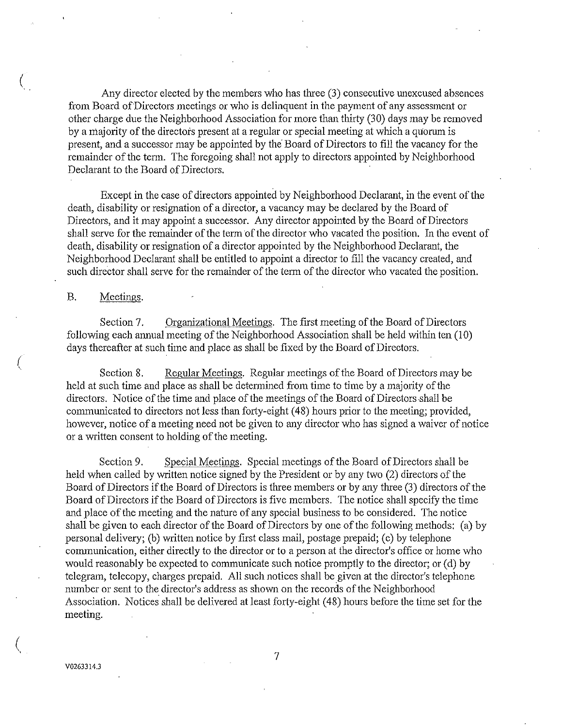Any director elected by the members who has three (3) consecutive unexcused absences from Board of Directors meetings or who is delinquent in the payment of any assessment or other charge due the Neighborhood Association for more than thirty (30) days may be removed by a majority of the directors present at a regular or special meeting at which a quorum is present, and a successor may be appointed by the Board of Directors to fill the vacancy for the remainder of the term. The foregoing shall not apply to directors appointed by Neighborhood Declarant to the Board of Directors.

Except in the case of directors appointed by Neighborhood Declarant, in the event of the death, disability or resignation of a director, a vacancy may be declared by the Board of Directors, and it may appoint a successor. Any director appointed by the Board of Directors shall serve for the remainder of the term of the director who vacated the position. In the event of death, disability or resignation of a director appointed by the Neighborhood Declarant, the Neighborhood Declarant shall be entitled to appoint a director to fill the vacancy created, and such director shall serve for the remainder of the term of the director who vacated the position.

B. Meetings.

Section 7. Organizational Meetings. The first meeting of the Board of Directors following each annual meeting of the Neighborhood Association shall be held within ten (10) days thereafter at such time and place as shall be fixed by the Board of Directors.

Section 8. Regular Meetings. Regular meetings of the Board of Directors may be held at such time and place as shall be determined from time to time by a majority of the directors. Notice of the time and place of the meetings of the Board of Directors shall be communicated to directors not less than forty-eight (48) hours prior to the meeting; provided, however, notice of a meeting need not be given to any director who has signed a waiver of notice or a written consent to holding of the meeting.

Section 9. Special Meetings. Special meetings of the Board of Directors shall be held when called by written notice signed by the President or by any two (2) directors of the Board of Directors if the Board of Directors is three members or by any three (3) directors of the Board of Directors if the Board of Directors is five members. The notice shall specify the time and place of the meeting and the nature of any special business to be considered. The notice shall be given to each director of the Board of Directors by one of the following methods: (a) by personal delivery; (b) written notice by first class mail, postage prepaid; (c) by telephone communication, either directly to the director or to a person at the director's office or home who would reasonably be expected to communicate such notice promptly to the director; or (d) by telegram, telecopy, charges prepaid. All such notices shall be given at the director's telephone number or sent to the director's address as shown on the records of the Neighborhood Association. Notices shall be delivered at least forty-eight (48) hours before the time set for the meeting.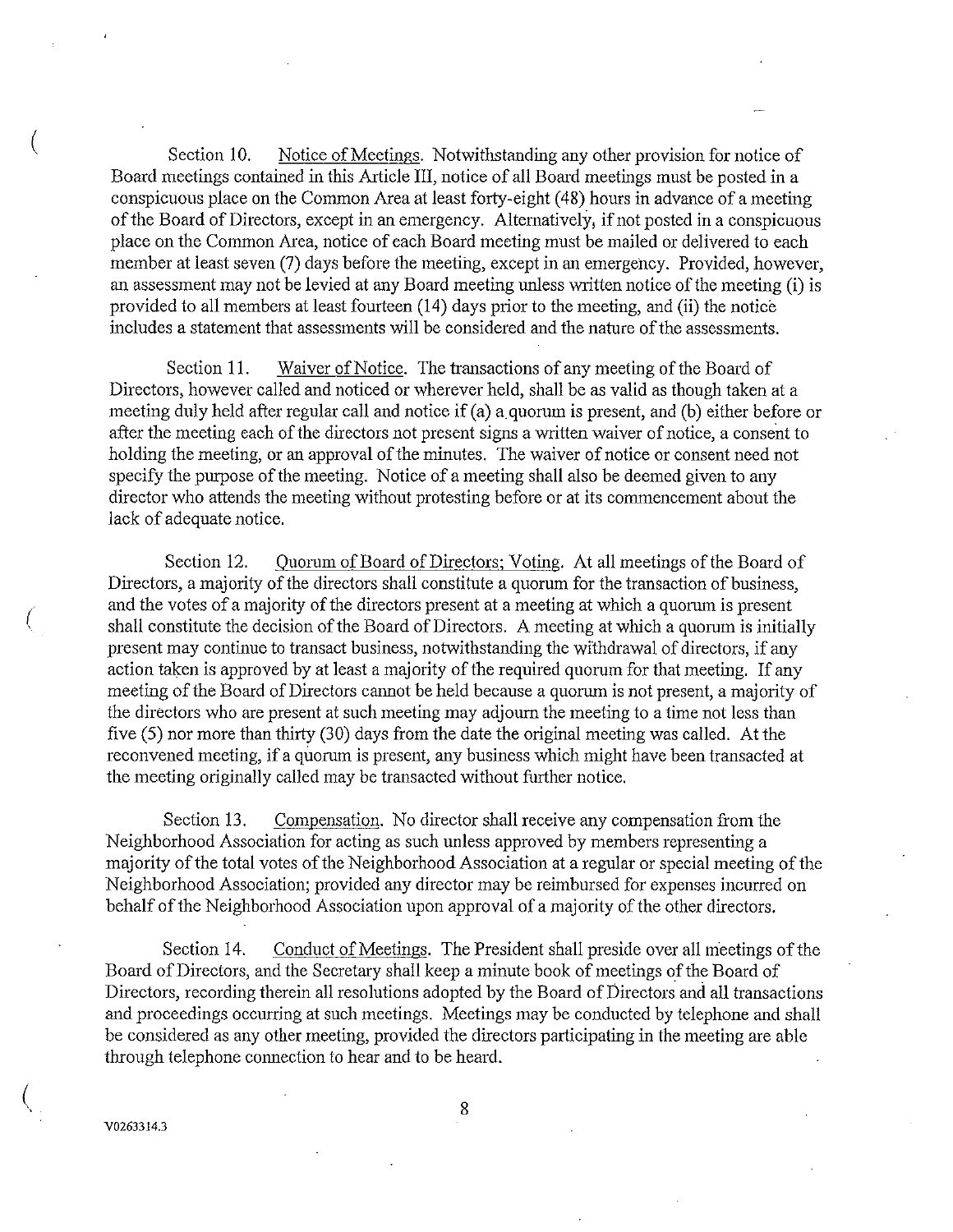Section 10. Notice of Meetings. Notwithstanding any other provision for notice of Board meetings contained in this Article III, notice of all Board meetings must be posted in a conspicuous place on the Common Area at least forty-eight (48) hours in advance of a meeting of the Board of Directors, except in an emergency. Alternatively, if not posted in a conspicuous place on the Common Area, notice of each Board meeting must be mailed or delivered to each member at least seven (7) days before the meeting, except in an emergency. Provided, however, an assessment may not be levied at any Board meeting unless written notice of the meeting (i) is provided to all members at least fourteen (14) days prior to the meeting, and (ii) the notice includes a statement that assessments will be considered and the nature of the assessments.

Section 11. Waiver of Notice. The transactions of any meeting of the Board of Directors, however called and noticed or wherever held, shall be as valid as though taken at a meeting duly held after regular call and notice if (a) a quorum is present, and (b) either before or after the meeting each of the directors not present signs a written waiver of notice, a consent to holding the meeting, or an approval of the minutes. The waiver of notice or consent need not specify the purpose of the meeting. Notice of a meeting shall also be deemed given to any director who attends the meeting without protesting before or at its commencement about the lack of adequate notice.

Section 12. Quorum of Board of Directors; Voting. At all meetings of the Board of Directors, a majority of the directors shall constitute a quorum for the transaction of business, and the votes of a majority of the directors present at a meeting at which a quorum is present shall constitute the decision of the Board of Directors. A meeting at which a quorum is initially present may continue to transact business, notwithstanding the withdrawal of directors, if any action taken is approved by at least a majority of the required quorum for that meeting. If any meeting of the Board of Directors cannot be held because a quorum is not present, a majority of the directors who are present at such meeting may adjourn the meeting to a time not less than five (5) nor more than thirty (30) days from the date the original meeting was called. At the reconvened meeting, if a quorum is present, any business which might have been transacted at the meeting originally called may be transacted without further notice.

Section 13. Compensation. No director shall receive any compensation from the Neighborhood Association for acting as such unless approved by members representing a majority of the total votes of the Neighborhood Association at a regular or special meeting of the Neighborhood Association; provided any director may be reimbursed for expenses incurred on behalf of the Neighborhood Association upon approval of a majority of the other directors.

Section 14. Conduct of Meetings. The President shall preside over all meetings of the Board of Directors, and the Secretary shall keep a minute book of meetings of the Board of Directors, recording therein all resolutions adopted by the Board of Directors and all transactions and proceedings occurring at such meetings. Meetings may be conducted by telephone and shall be considered as any other meeting, provided the directors participating in the meeting are able through telephone connection to hear and to be heard.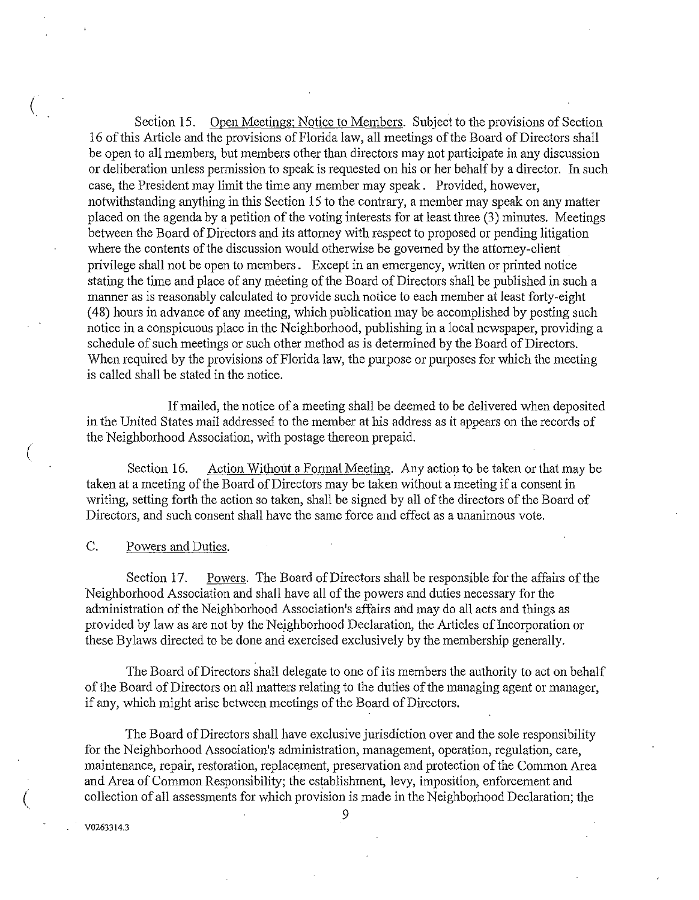Section 15. Open Meetings; Notice to Members. Subject to the provisions of Section 16 of this Article and the provisions of Florida law, all meetings of the Board of Directors shall be open to all members, but members other than directors may not participate in any discussion or deliberation unless permission to speak is requested on his or her behalf by a director. In such case, the President may limit the time any member may speak. Provided, however, notwithstanding anything in this Section 15 to the contrary, a member may speak on any matter placed on the agenda by a petition of the voting interests for at least three (3) minutes. Meetings between the Board of Directors and its attorney with respect to proposed or pending litigation where the contents of the discussion would otherwise be governed by the attorney-client privilege shall not be open to members. Except in an emergency, written or printed notice stating the time and place of any meeting of the Board of Directors shall be published in such a manner as is reasonably calculated to provide such notice to each member at least forty-eight (48) hours in advance of any meeting, which publication may be accomplished by posting such notice in a conspicuous place in the Neighborhood, publishing in a local newspaper, providing a schedule of such meetings or such other method as is determined by the Board of Directors. When required by the provisions of Florida law, the purpose or purposes for which the meeting is called shall be stated in the notice.

If mailed, the notice of a meeting shall be deemed to be delivered when deposited in the United States mail addressed to the member at his address as it appears on the records of the Neighborhood Association, with postage thereon prepaid.

Section 16. Action Without a Formal Meeting. Any action to be taken or that may be taken at a meeting of the Board of Directors may be taken without a meeting if a consent in writing, setting forth the action so taken, shall be signed by all of the directors of the Board of Directors, and such consent shall have the same force and effect as a unanimous vote.

C. Powers and Duties.

Section 17. Powers. The Board of Directors shall be responsible for the affairs of the Neighborhood Association and shall have all of the powers and duties necessary for the administration of the Neighborhood Association's affairs and may do all acts and things as provided by law as are not by the Neighborhood Declaration, the Articles of Incorporation or these Bylaws directed to be done and exercised exclusively by the membership generally.

The Board of Directors shall delegate to one of its members the authority to act on behalf of the Board of Directors on all matters relating to the duties of the managing agent or manager, if any, which might arise between meetings of the Board of Directors.

The Board of Directors shall have exclusive jurisdiction over and the sole responsibility for the Neighborhood Association's administration, management, operation, regulation, care, maintenance, repair, restoration, replacement, preservation and protection of the Common Area and Area of Common Responsibility; the establishment, levy, imposition, enforcement and collection of all assessments for which provision is made in the Neighborhood Declaration; the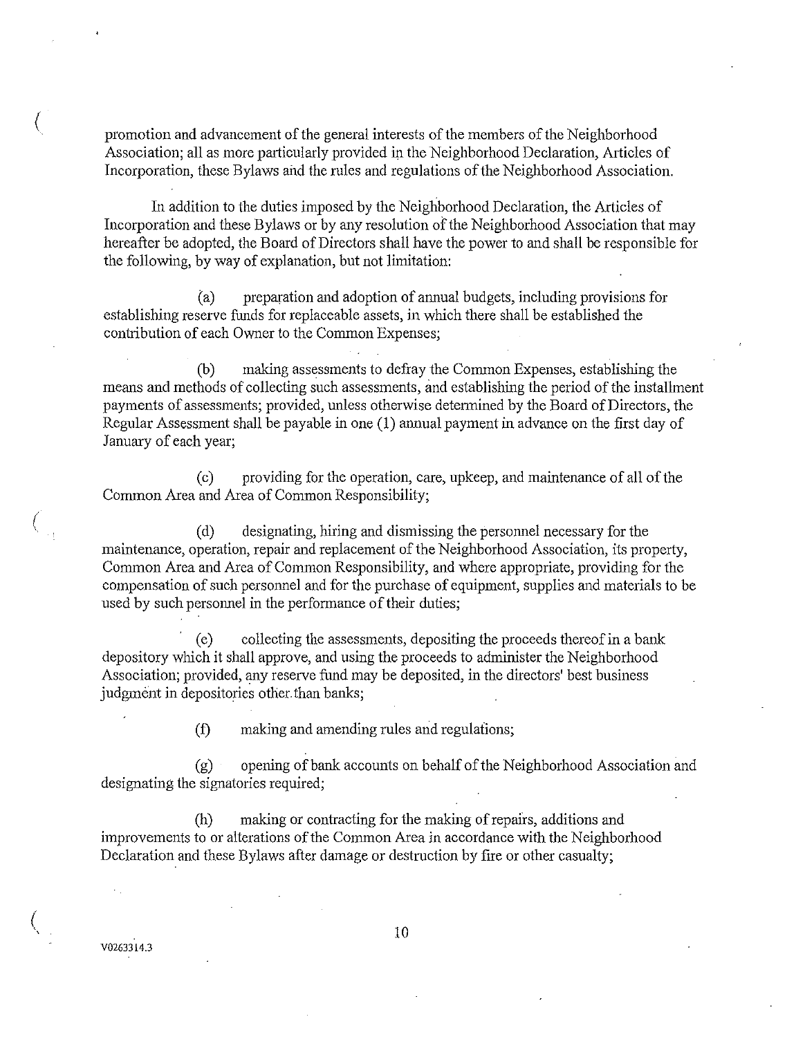promotion and advancement of the general interests of the members of the Neighborhood Association; all as more particularly provided in the Neighborhood Declaration, Articles of Incorporation, these Bylaws and the rules and regulations of the Neighborhood Association.

In addition to the duties imposed by the Neighborhood Declaration, the Articles of Incorporation and these Bylaws or by any resolution of the Neighborhood Association that may hereafter be adopted, the Board of Directors shall have the power to and shall be responsible for the following, by way of explanation, but not limitation:

(a) preparation and adoption of annual budgets, including provisions for establishing reserve funds for replaceable assets, in which there shall be established the contribution of each Owner to the Common Expenses;

(b) making assessments to defray the Common Expenses, establishing the means and methods of collecting such assessments, and establishing the period of the installment payments of assessments; provided, unless otherwise determined by the Board of Directors, the Regular Assessment shall be payable in one (1) annual payment in advance on the first day of January of each year;

(c) providing for the operation, care, upkeep, and maintenance of all of the Common Area and Area of Common Responsibility;

(d) designating, hiring and dismissing the personnel necessary for the maintenance, operation, repair and replacement of the Neighborhood Association, its property, Common Area and Area of Common Responsibility, and where appropriate, providing for the compensation of such personnel and for the purchase of equipment, supplies and materials to be used by such personnel in the performance of their duties;

(e) collecting the assessments, depositing the proceeds thereof in a bank depository which it shall approve, and using the proceeds to administer the Neighborhood Association; provided, any reserve fund may be deposited, in the directors' best business judgment in depositories other than banks;

(f) making and amending rules and regulations;

(g) opening of bank accounts on behalf of the Neighborhood Association and designating the signatories required;

(h) making or contracting for the making of repairs, additions and improvements to or alterations of the Common Area in accordance with the Neighborhood Declaration and these Bylaws after damage or destruction by fire or other casualty;

V0263314.3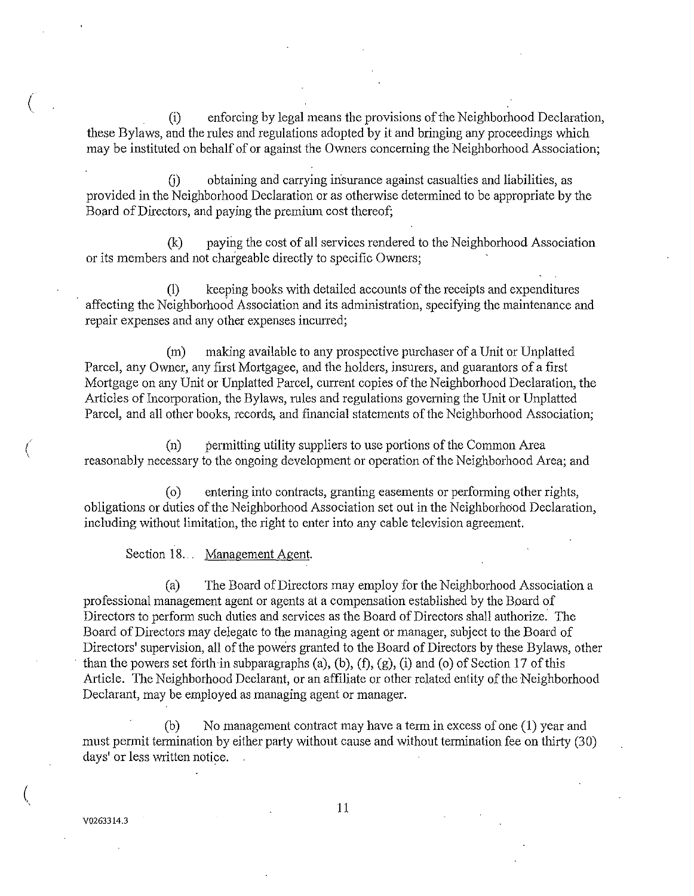(i) enforcing by legal means the provisions of the Neighborhood Declaration, these Bylaws, and the rules and regulations adopted by it and bringing any proceedings which may be instituted on behalf of or against the Owners concerning the Neighborhood Association;

(j) obtaining and carrying insurance against casualties and liabilities, as provided in the Neighborhood Declaration or as otherwise determined to be appropriate by the Board of Directors, and paying the premium cost thereof;

(k) paying the cost of all services rendered to the Neighborhood Association or its members and not chargeable directly to specific Owners;

(l) keeping books with detailed accounts of the receipts and expenditures affecting the Neighborhood Association and its administration, specifying the maintenance and repair expenses and any other expenses incurred;

(m) making available to any prospective purchaser of a Unit or Unplatted Parcel, any Owner, any first Mortgagee, and the holders, insurers, and guarantors of a first Mortgage on any Unit or Unplatted Parcel, current copies of the Neighborhood Declaration, the Articles of Incorporation, the Bylaws, rules and regulations governing the Unit or Unplatted Parcel, and all other books, records, and financial statements of the Neighborhood Association;

(n) permitting utility suppliers to use portions of the Common Area reasonably necessary to the ongoing development or operation of the Neighborhood Area; and

(o) entering into contracts, granting easements or performing other rights, obligations or duties of the Neighborhood Association set out in the Neighborhood Declaration, including without limitation, the right to enter into any cable television agreement.

Section 18. Management Agent.

(a) The Board of Directors may employ for the Neighborhood Association a professional management agent or agents at a compensation established by the Board of Directors to perform such duties and services as the Board of Directors shall authorize. The Board of Directors may delegate to the managing agent or manager, subject to the Board of Directors' supervision, all of the powers granted to the Board of Directors by these Bylaws, other than the powers set forth in subparagraphs (a), (b), (f), (g), (i) and (o) of Section 17 of this Article. The Neighborhood Declarant, or an affiliate or other related entity of the Neighborhood Declarant, may be employed as managing agent or manager.

(b) No management contract may have a term in excess of one (1) year and must permit termination by either party without cause and without termination fee on thirty (30) days' or less written notice.

V0263314.3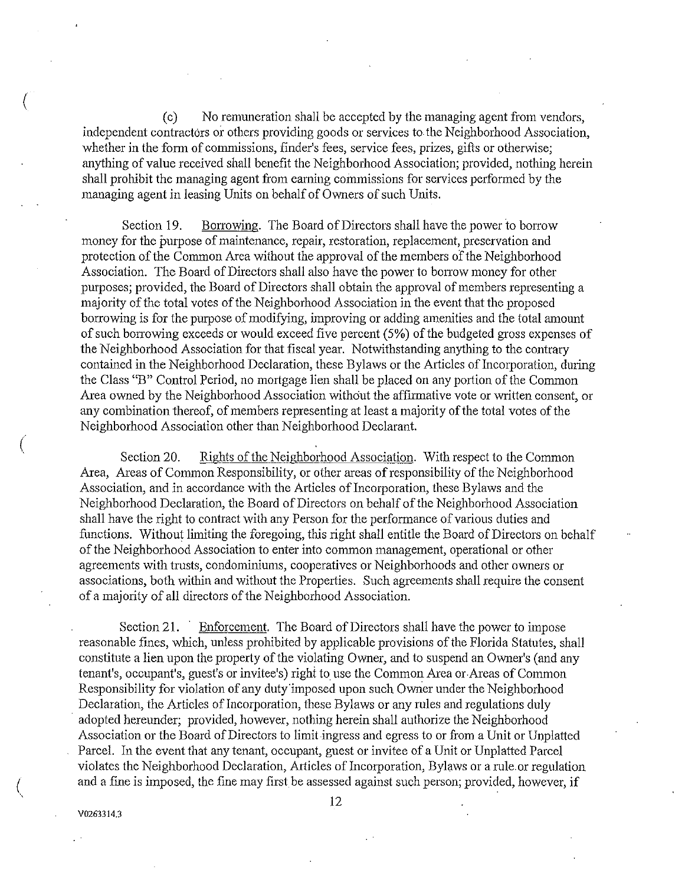(c) No remuneration shall be accepted by the managing agent from vendors, independent contractors or others providing goods or services to the Neighborhood Association, whether in the form of commissions, finder's fees, service fees, prizes, gifts or otherwise; anything of value received shall benefit the Neighborhood Association; provided, nothing herein shall prohibit the managing agent from earning commissions for services performed by the managing agent in leasing Units on behalf of Owners of such Units.

Section 19. Borrowing. The Board of Directors shall have the power to borrow money for the purpose of maintenance, repair, restoration, replacement, preservation and protection of the Common Area without the approval of the members of the Neighborhood Association. The Board of Directors shall also have the power to borrow money for other purposes; provided, the Board of Directors shall obtain the approval of members representing a majority of the total votes of the Neighborhood Association in the event that the proposed borrowing is for the purpose of modifying, improving or adding amenities and the total amount of such borrowing exceeds or would exceed five percent (5%) of the budgeted gross expenses of the Neighborhood Association for that fiscal year. Notwithstanding anything to the contrary contained in the Neighborhood Declaration, these Bylaws or the Articles of Incorporation, during the Class "B" Control Period, no mortgage lien shall be placed on any portion of the Common Area owned by the Neighborhood Association without the affirmative vote or written consent, or any combination thereof, of members representing at least a majority of the total votes of the Neighborhood Association other than Neighborhood Declarant.

Section 20. Rights of the Neighborhood Association. With respect to the Common Area, Areas of Common Responsibility, or other areas of responsibility of the Neighborhood Association, and in accordance with the Articles of Incorporation, these Bylaws and the Neighborhood Declaration, the Board of Directors on behalf of the Neighborhood Association shall have the right to contract with any Person for the performance of various duties and functions. Without limiting the foregoing, this right shall entitle the Board of Directors on behalf of the Neighborhood Association to enter into common management, operational or other agreements with trusts, condominiums, cooperatives or Neighborhoods and other owners or associations, both within and without the Properties. Such agreements shall require the consent of a majority of all directors of the Neighborhood Association.

Section 21. Enforcement. The Board of Directors shall have the power to impose reasonable fines, which, unless prohibited by applicable provisions of the Florida Statutes, shall constitute a lien upon the property of the violating Owner, and to suspend an Owner's (and any tenant's, occupant's, guest's or invitee's) right to use the Common Area or Areas of Common Responsibility for violation of any duty imposed upon such Owner under the Neighborhood Declaration, the Articles of Incorporation, these Bylaws or any rules and regulations duly adopted hereunder; provided, however, nothing herein shall authorize the Neighborhood Association or the Board of Directors to limit ingress and egress to or from a Unit or Unplatted Parcel. In the event that any tenant, occupant, guest or invitee of a Unit or Unplatted Parcel violates the Neighborhood Declaration, Articles of Incorporation, Bylaws or a rule or regulation and a fine is imposed, the fine may first be assessed against such person; provided, however, if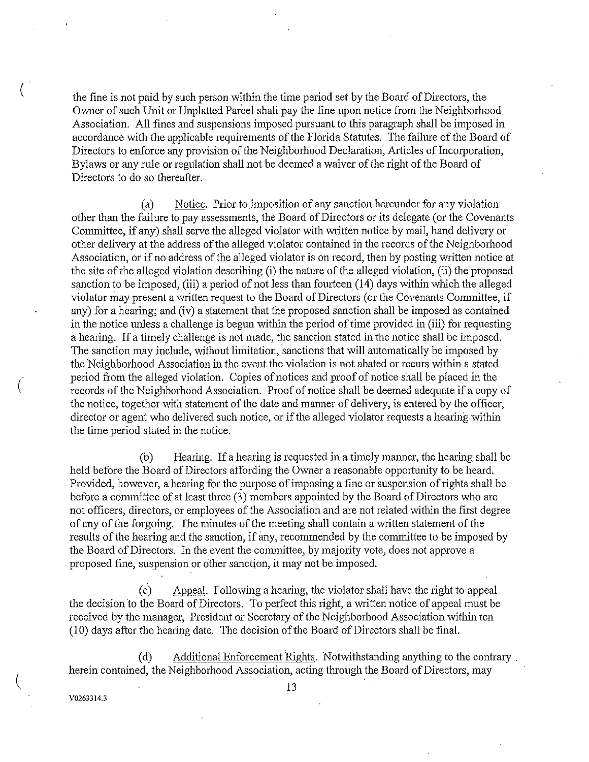the fine is not paid by such person within the time period set by the Board of Directors, the Owner of such Unit or Unplatted Parcel shall pay the fine upon notice from the Neighborhood Association. All fines and suspensions imposed pursuant to this paragraph shall be imposed in accordance with the applicable requirements of the Florida Statutes. The failure of the Board of Directors to enforce any provision of the Neighborhood Declaration, Articles of Incorporation, Bylaws or any rule or regulation shall not be deemed a waiver of the right of the Board of Directors to do so thereafter.

(a) Notice. Prior to imposition of any sanction hereunder for any violation other than the failure to pay assessments, the Board of Directors or its delegate (or the Covenants Committee, if any) shall serve the alleged violator with written notice by mail, hand delivery or other delivery at the address of the alleged violator contained in the records of the Neighborhood Association, or if no address of the alleged violator is on record, then by posting written notice at the site of the alleged violation describing (i) the nature of the alleged violation, (ii) the proposed sanction to be imposed, (iii) a period of not less than fourteen (14) days within which the alleged violator may present a written request to the Board of Directors (or the Covenants Committee, if any) for a hearing; and (iv) a statement that the proposed sanction shall be imposed as contained in the notice unless a challenge is begun within the period of time provided in (iii) for requesting a hearing. If a timely challenge is not made, the sanction stated in the notice shall be imposed. The sanction may include, without limitation, sanctions that will automatically be imposed by the Neighborhood Association in the event the violation is not abated or recurs within a stated period from the alleged violation. Copies of notices and proof of notice shall be placed in the records of the Neighborhood Association. Proof of notice shall be deemed adequate if a copy of the notice, together with statement of the date and manner of delivery, is entered by the officer, director or agent who delivered such notice, or if the alleged violator requests a hearing within the time period stated in the notice.

(b) Hearing. If a hearing is requested in a timely manner, the hearing shall be held before the Board of Directors affording the Owner a reasonable opportunity to be heard. Provided, however, a hearing for the purpose of imposing a fine or suspension of rights shall be before a committee of at least three (3) members appointed by the Board of Directors who are not officers, directors, or employees of the Association and are not related within the first degree of any of the forgoing. The minutes of the meeting shall contain a written statement of the results of the hearing and the sanction, if any, recommended by the committee to be imposed by the Board of Directors. In the event the committee, by majority vote, does not approve a proposed fine, suspension or other sanction, it may not be imposed.

(c) Appeal. Following a hearing, the violator shall have the right to appeal the decision to the Board of Directors. To perfect this right, a written notice of appeal must be received by the manager, President or Secretary of the Neighborhood Association within ten (10) days after the hearing date. The decision of the Board of Directors shall be final.

(d) Additional Enforcement Rights. Notwithstanding anything to the contrary herein contained, the Neighborhood Association, acting through the Board of Directors, may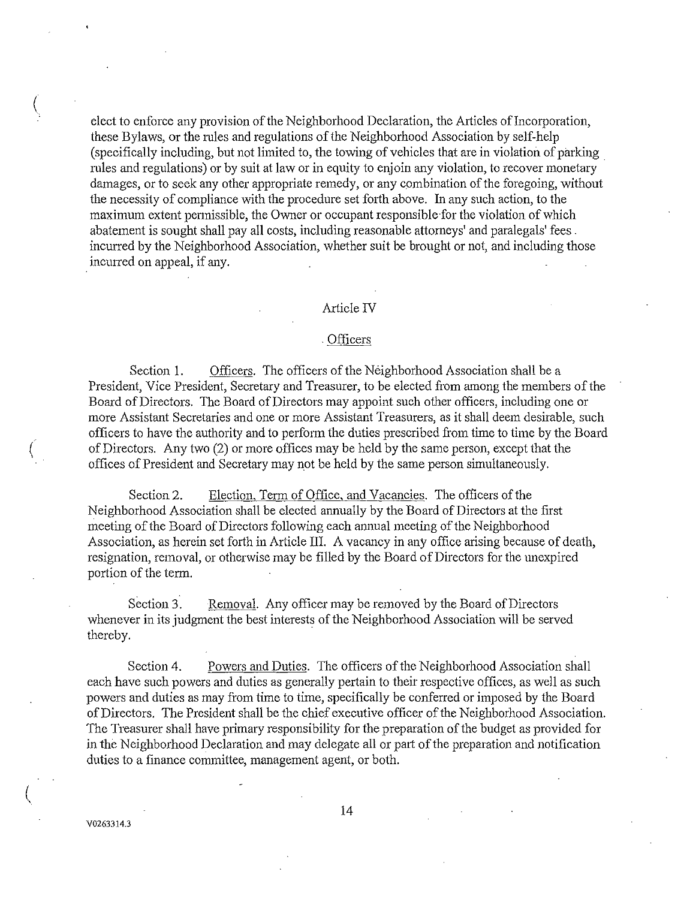elect to enforce any provision of the Neighborhood Declaration, the Articles of Incorporation, these Bylaws, or the rules and regulations of the Neighborhood Association by self-help (specifically including, but not limited to, the towing of vehicles that are in violation of parking rules and regulations) or by suit at law or in equity to enjoin any violation, to recover monetary damages, or to seek any other appropriate remedy, or any combination of the foregoing, without the necessity of compliance with the procedure set forth above. In any such action, to the maximum extent permissible, the Owner or occupant responsible for the violation of which abatement is sought shall pay all costs, including reasonable attorneys' and paralegals' fees incurred by the Neighborhood Association, whether suit be brought or not, and including those incurred on appeal, if any.

## Article IV

## Officers

Section 1. Officers. The officers of the Neighborhood Association shall be a President, Vice President, Secretary and Treasurer, to be elected from among the members of the Board of Directors. The Board of Directors may appoint such other officers, including one or more Assistant Secretaries and one or more Assistant Treasurers, as it shall deem desirable, such officers to have the authority and to perform the duties prescribed from time to time by the Board of Directors. Any two (2) or more offices may be held by the same person, except that the offices of President and Secretary may not be held by the same person simultaneously.

Section 2. Election, Term of Office, and Vacancies. The officers of the Neighborhood Association shall be elected annually by the Board of Directors at the first meeting of the Board of Directors following each annual meeting of the Neighborhood Association, as herein set forth in Article III. A vacancy in any office arising because of death, resignation, removal, or otherwise may be filled by the Board of Directors for the unexpired portion of the term.

Section 3. Removal. Any officer may be removed by the Board of Directors whenever in its judgment the best interests of the Neighborhood Association will be served thereby.

Section 4. Powers and Duties. The officers of the Neighborhood Association shall each have such powers and duties as generally pertain to their respective offices, as well as such powers and duties as may from time to time, specifically be conferred or imposed by the Board of Directors. The President shall be the chief executive officer of the Neighborhood Association. The Treasurer shall have primary responsibility for the preparation of the budget as provided for in the Neighborhood Declaration and may delegate all or part of the preparation and notification duties to a finance committee, management agent, or both.

V0263314.3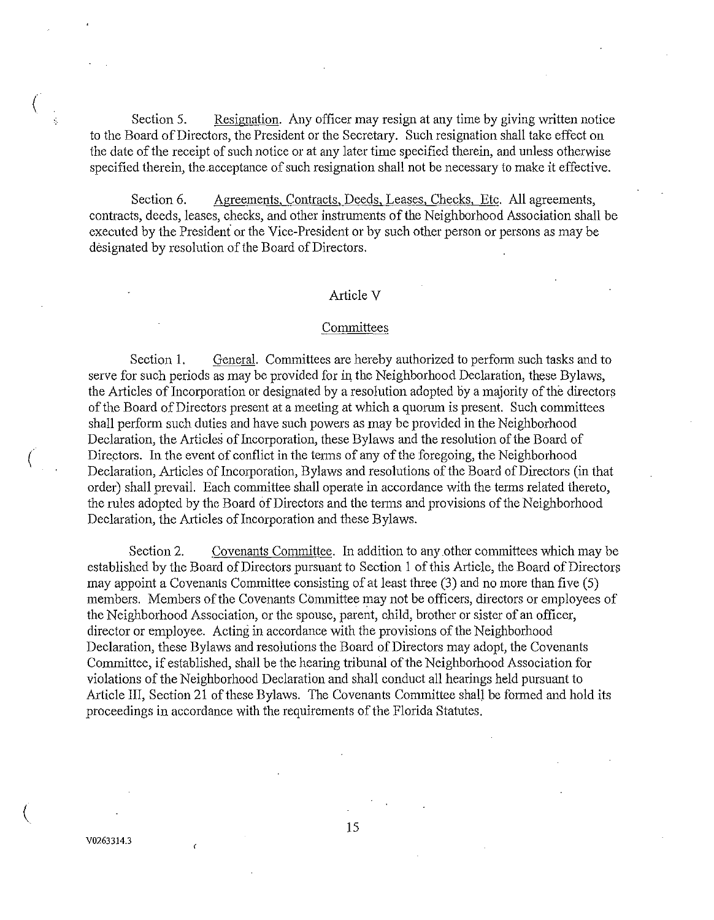Section 5. Resignation. Any officer may resign at any time by giving written notice to the Board of Directors, the President or the Secretary. Such resignation shall take effect on the date of the receipt of such notice or at any later time specified therein, and unless otherwise specified therein, the acceptance of such resignation shall not be necessary to make it effective.

Section 6. Agreements, Contracts, Deeds, Leases, Checks, Etc. All agreements, contracts, deeds, leases, checks, and other instruments of the Neighborhood Association shall be executed by the President or the Vice-President or by such other person or persons as may be designated by resolution of the Board of Directors.

## Article V

## Committees

Section 1. General. Committees are hereby authorized to perform such tasks and to serve for such periods as may be provided for in the Neighborhood Declaration, these Bylaws, the Articles of Incorporation or designated by a resolution adopted by a majority of the directors of the Board of Directors present at a meeting at which a quorum is present. Such committees shall perform such duties and have such powers as may be provided in the Neighborhood Declaration, the Articles of Incorporation, these Bylaws and the resolution of the Board of Directors. In the event of conflict in the terms of any of the foregoing, the Neighborhood Declaration, Articles of Incorporation, Bylaws and resolutions of the Board of Directors (in that order) shall prevail. Each committee shall operate in accordance with the terms related thereto, the rules adopted by the Board of Directors and the terms and provisions of the Neighborhood Declaration, the Articles of Incorporation and these Bylaws.

Section 2. Covenants Committee. In addition to any other committees which may be established by the Board of Directors pursuant to Section 1 of this Article, the Board of Directors may appoint a Covenants Committee consisting of at least three (3) and no more than five (5) members. Members of the Covenants Committee may not be officers, directors or employees of the Neighborhood Association, or the spouse, parent, child, brother or sister of an officer, director or employee. Acting in accordance with the provisions of the Neighborhood Declaration, these Bylaws and resolutions the Board of Directors may adopt, the Covenants Committee, if established, shall be the hearing tribunal of the Neighborhood Association for violations of the Neighborhood Declaration and shall conduct all hearings held pursuant to Article III, Section 21 of these Bylaws. The Covenants Committee shall be formed and hold its proceedings in accordance with the requirements of the Florida Statutes.

V0263314.3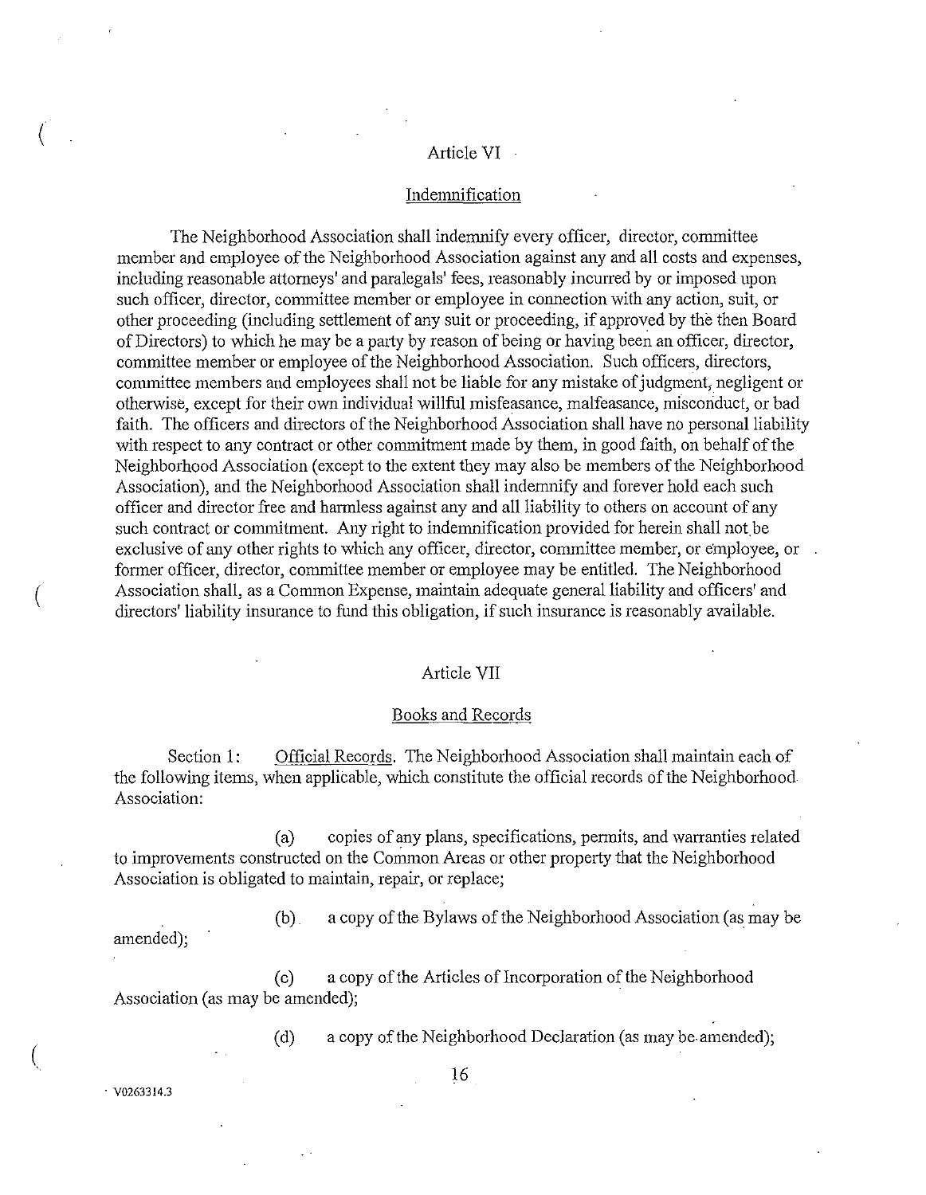## Article VI

### Indemnification

The Neighborhood Association shall indemnify every officer, director, committee member and employee of the Neighborhood Association against any and all costs and expenses, including reasonable attorneys' and paralegals' fees, reasonably incurred by or imposed upon such officer, director, committee member or employee in connection with any action, suit, or other proceeding (including settlement of any suit or proceeding, if approved by the then Board of Directors) to which he may be a party by reason of being or having been an officer, director, committee member or employee of the Neighborhood Association. Such officers, directors, committee members and employees shall not be liable for any mistake of judgment, negligent or otherwise, except for their own individual willful misfeasance, malfeasance, misconduct, or bad faith. The officers and directors of the Neighborhood Association shall have no personal liability with respect to any contract or other commitment made by them, in good faith, on behalf of the Neighborhood Association (except to the extent they may also be members of the Neighborhood Association), and the Neighborhood Association shall indemnify and forever hold each such officer and director free and harmless against any and all liability to others on account of any such contract or commitment. Any right to indemnification provided for herein shall not be exclusive of any other rights to which any officer, director, committee member, or employee, or former officer, director, committee member or employee may be entitled. The Neighborhood Association shall, as a Common Expense, maintain adequate general liability and officers' and directors' liability insurance to fund this obligation, if such insurance is reasonably available.

## Article VII

### Books and Records

Section 1: Official Records. The Neighborhood Association shall maintain each of the following items, when applicable, which constitute the official records of the Neighborhood Association:

(a) copies of any plans, specifications, permits, and warranties related to improvements constructed on the Common Areas or other property that the Neighborhood Association is obligated to maintain, repair, or replace;

(b) a copy of the Bylaws of the Neighborhood Association (as may be amended);

(c) a copy of the Articles of Incorporation of the Neighborhood Association (as may be amended);

(d) a copy of the Neighborhood Declaration (as may be amended);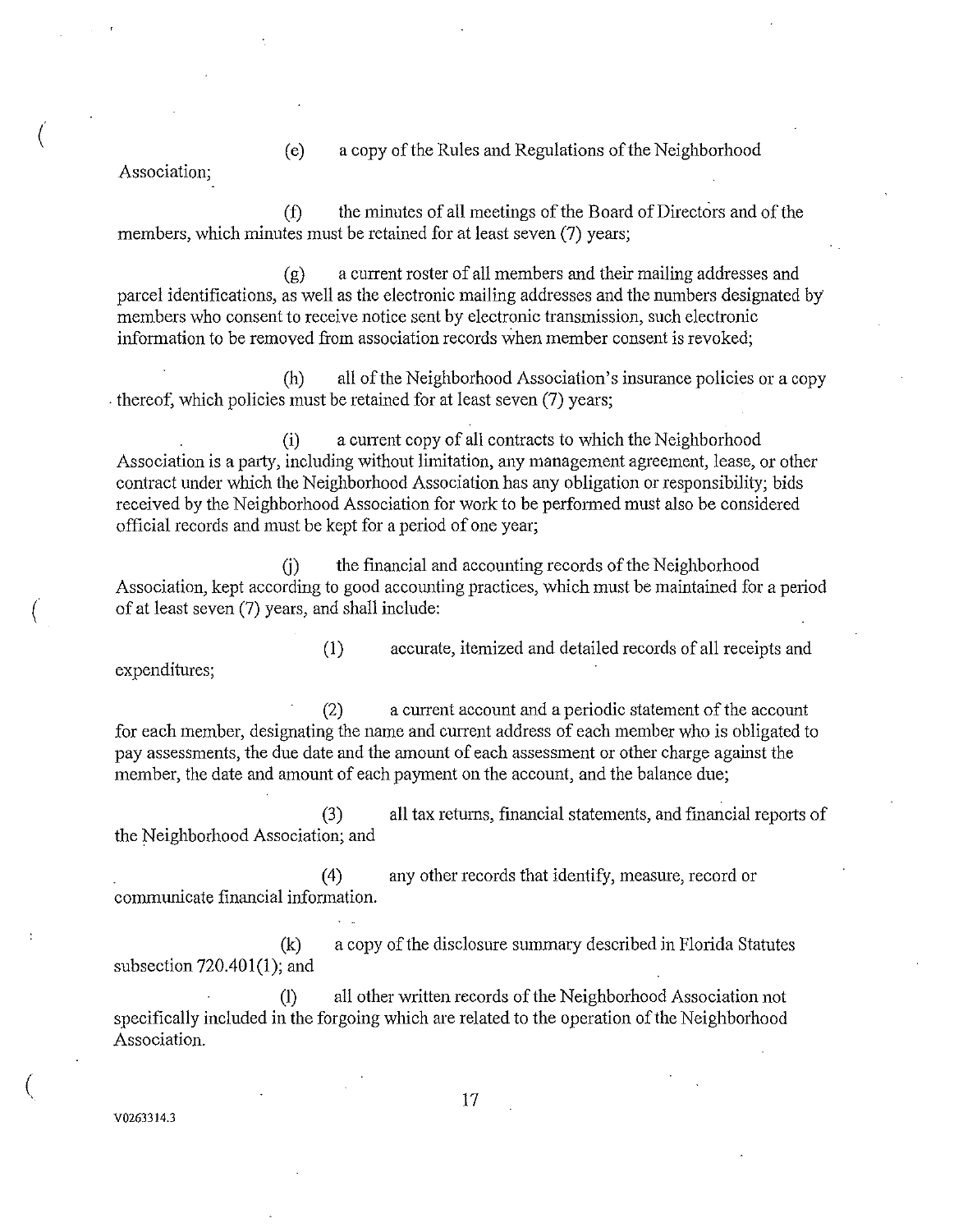(e) a copy of the Rules and Regulations of the Neighborhood Association;

(f) the minutes of all meetings of the Board of Directors and of the members, which minutes must be retained for at least seven (7) years;

(g) a current roster of all members and their mailing addresses and parcel identifications, as well as the electronic mailing addresses and the numbers designated by members who consent to receive notice sent by electronic transmission, such electronic information to be removed from association records when member consent is revoked;

(h) all of the Neighborhood Association's insurance policies or a copy thereof, which policies must be retained for at least seven (7) years;

(i) a current copy of all contracts to which the Neighborhood Association is a party, including without limitation, any management agreement, lease, or other contract under which the Neighborhood Association has any obligation or responsibility; bids received by the Neighborhood Association for work to be performed must also be considered official records and must be kept for a period of one year;

(j) the financial and accounting records of the Neighborhood Association, kept according to good accounting practices, which must be maintained for a period of at least seven (7) years, and shall include:

(1) accurate, itemized and detailed records of all receipts and expenditures;

(2) a current account and a periodic statement of the account for each member, designating the name and current address of each member who is obligated to pay assessments, the due date and the amount of each assessment or other charge against the member, the date and amount of each payment on the account, and the balance due;

(3) all tax returns, financial statements, and financial reports of the Neighborhood Association; and

(4) any other records that identify, measure, record or communicate financial information.

(k) a copy of the disclosure summary described in Florida Statutes subsection 720.401(1); and

(l) all other written records of the Neighborhood Association not specifically included in the forgoing which are related to the operation of the Neighborhood Association.

V0263314.3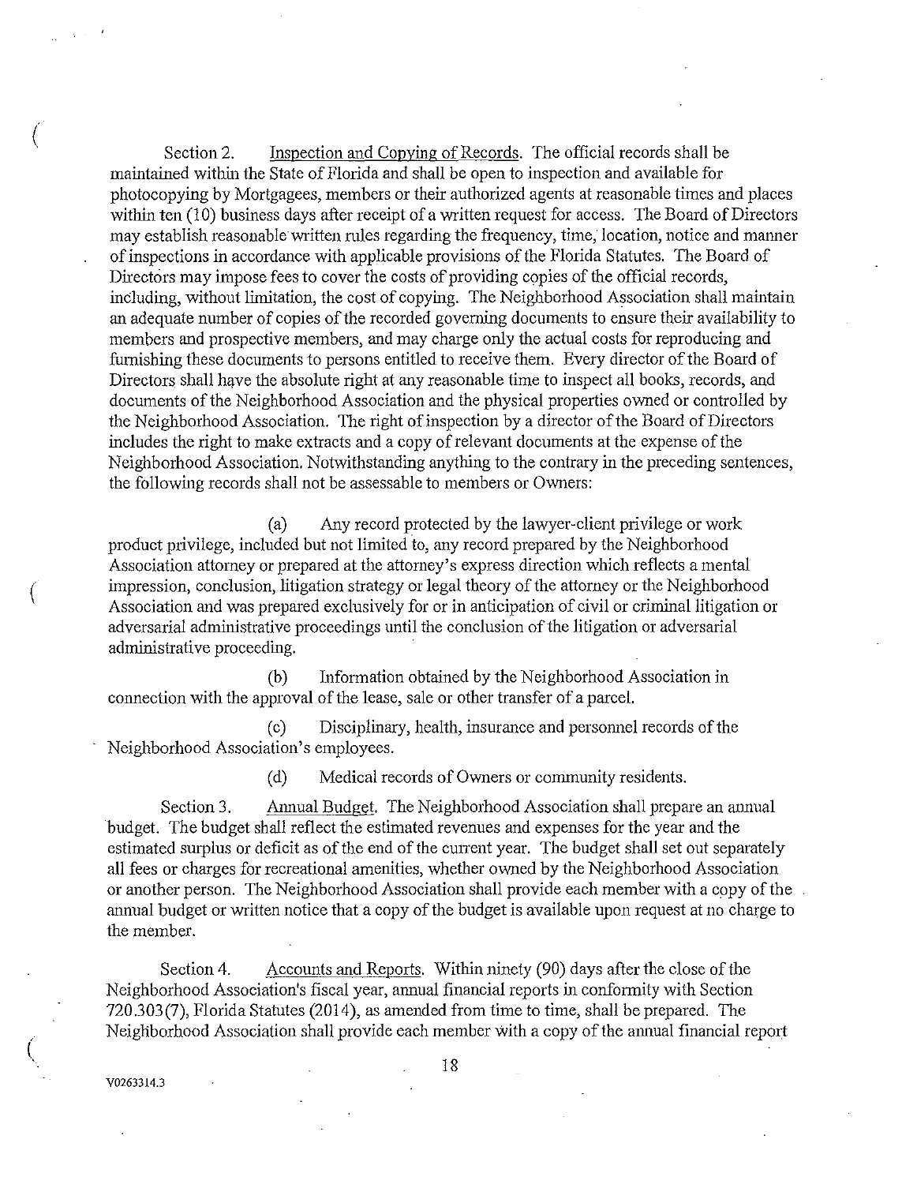Section 2. Inspection and Copying of Records. The official records shall be maintained within the State of Florida and shall be open to inspection and available for photocopying by Mortgagees, members or their authorized agents at reasonable times and places within ten (10) business days after receipt of a written request for access. The Board of Directors may establish reasonable written rules regarding the frequency, time, location, notice and manner of inspections in accordance with applicable provisions of the Florida Statutes. The Board of Directors may impose fees to cover the costs of providing copies of the official records, including, without limitation, the cost of copying. The Neighborhood Association shall maintain an adequate number of copies of the recorded governing documents to ensure their availability to members and prospective members, and may charge only the actual costs for reproducing and furnishing these documents to persons entitled to receive them. Every director of the Board of Directors shall have the absolute right at any reasonable time to inspect all books, records, and documents of the Neighborhood Association and the physical properties owned or controlled by the Neighborhood Association. The right of inspection by a director of the Board of Directors includes the right to make extracts and a copy of relevant documents at the expense of the Neighborhood Association. Notwithstanding anything to the contrary in the preceding sentences, the following records shall not be assessable to members or Owners:

(a) Any record protected by the lawyer-client privilege or work product privilege, included but not limited to, any record prepared by the Neighborhood Association attorney or prepared at the attorney's express direction which reflects a mental impression, conclusion, litigation strategy or legal theory of the attorney or the Neighborhood Association and was prepared exclusively for or in anticipation of civil or criminal litigation or adversarial administrative proceedings until the conclusion of the litigation or adversarial administrative proceeding.

(b) Information obtained by the Neighborhood Association in connection with the approval of the lease, sale or other transfer of a parcel.

(c) Disciplinary, health, insurance and personnel records of the Neighborhood Association's employees.

(d) Medical records of Owners or community residents.

Section 3. Annual Budget. The Neighborhood Association shall prepare an annual budget. The budget shall reflect the estimated revenues and expenses for the year and the estimated surplus or deficit as of the end of the current year. The budget shall set out separately all fees or charges for recreational amenities, whether owned by the Neighborhood Association or another person. The Neighborhood Association shall provide each member with a copy of the annual budget or written notice that a copy of the budget is available upon request at no charge to the member.

Section 4. Accounts and Reports. Within ninety (90) days after the close of the Neighborhood Association's fiscal year, annual financial reports in conformity with Section 720.303(7), Florida Statutes (2014), as amended from time to time, shall be prepared. The Neighborhood Association shall provide each member with a copy of the annual financial report

V0263314.3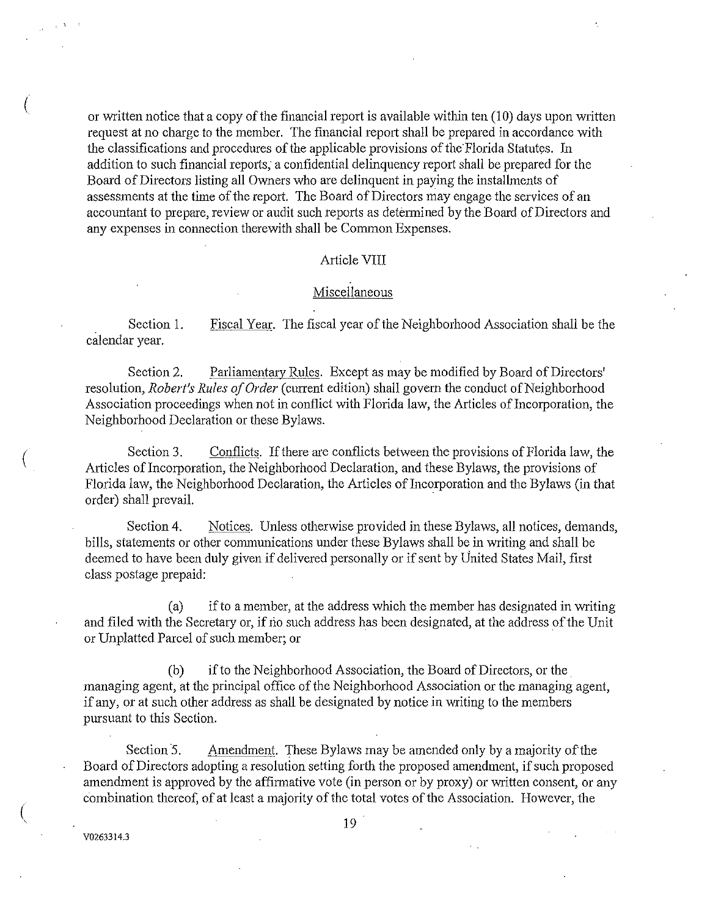or written notice that a copy of the financial report is available within ten (10) days upon written request at no charge to the member. The financial report shall be prepared in accordance with the classifications and procedures of the applicable provisions of the Florida Statutes. In addition to such financial reports, a confidential delinquency report shall be prepared for the Board of Directors listing all Owners who are delinquent in paying the installments of assessments at the time of the report. The Board of Directors may engage the services of an accountant to prepare, review or audit such reports as determined by the Board of Directors and any expenses in connection therewith shall be Common Expenses.

## Article VIII

## Miscellaneous

Section 1. Fiscal Year. The fiscal year of the Neighborhood Association shall be the calendar year.

Section 2. Parliamentary Rules. Except as may be modified by Board of Directors' resolution, *Robert's Rules of Order* (current edition) shall govern the conduct of Neighborhood Association proceedings when not in conflict with Florida law, the Articles of Incorporation, the Neighborhood Declaration or these Bylaws.

Section 3. Conflicts. If there are conflicts between the provisions of Florida law, the Articles of Incorporation, the Neighborhood Declaration, and these Bylaws, the provisions of Florida law, the Neighborhood Declaration, the Articles of Incorporation and the Bylaws (in that order) shall prevail.

Section 4. Notices. Unless otherwise provided in these Bylaws, all notices, demands, bills, statements or other communications under these Bylaws shall be in writing and shall be deemed to have been duly given if delivered personally or if sent by United States Mail, first class postage prepaid:

(a) if to a member, at the address which the member has designated in writing and filed with the Secretary or, if no such address has been designated, at the address of the Unit or Unplatted Parcel of such member; or

(b) if to the Neighborhood Association, the Board of Directors, or the managing agent, at the principal office of the Neighborhood Association or the managing agent, if any, or at such other address as shall be designated by notice in writing to the members pursuant to this Section.

Section 5. Amendment. These Bylaws may be amended only by a majority of the Board of Directors adopting a resolution setting forth the proposed amendment, if such proposed amendment is approved by the affirmative vote (in person or by proxy) or written consent, or any combination thereof, of at least a majority of the total votes of the Association. However, the

V0263314.3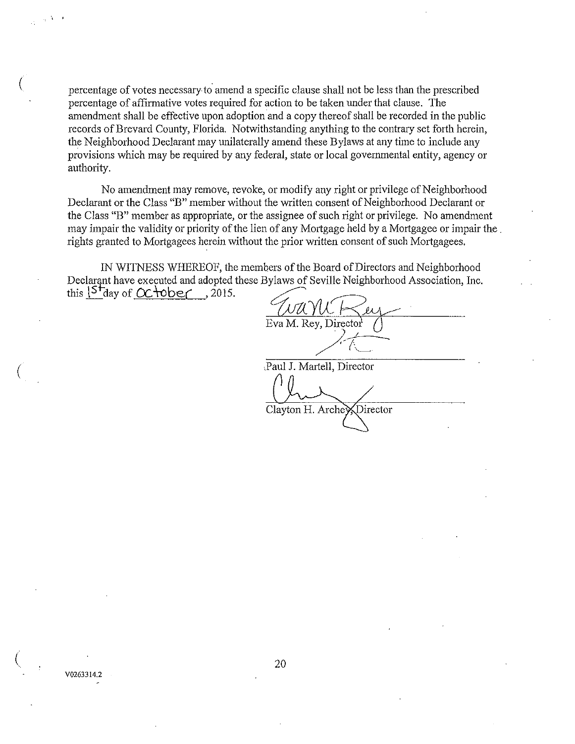percentage of votes necessary to amend a specific clause shall not be less than the prescribed percentage of affirmative votes required for action to be taken under that clause. The amendment shall be effective upon adoption and a copy thereof shall be recorded in the public records of Brevard County, Florida. Notwithstanding anything to the contrary set forth herein, the Neighborhood Declarant may unilaterally amend these Bylaws at any time to include any provisions which may be required by any federal, state or local governmental entity, agency or authority.

No amendment may remove, revoke, or modify any right or privilege of Neighborhood Declarant or the Class "B" member without the written consent of Neighborhood Declarant or the Class "B" member as appropriate, or the assignee of such right or privilege. No amendment may impair the validity or priority of the lien of any Mortgage held by a Mortgagee or impair the rights granted to Mortgagees herein without the prior written consent of such Mortgagees.

IN WITNESS WHEREOF, the members of the Board of Directors and Neighborhood Declarant have executed and adopted these Bylaws of Seville Neighborhood Association, Inc. this 1st day of October, 2015.

Eva M. Rey, Director

Paul J. Martell, Director

Clayton H. Archey, Director

V0263314.2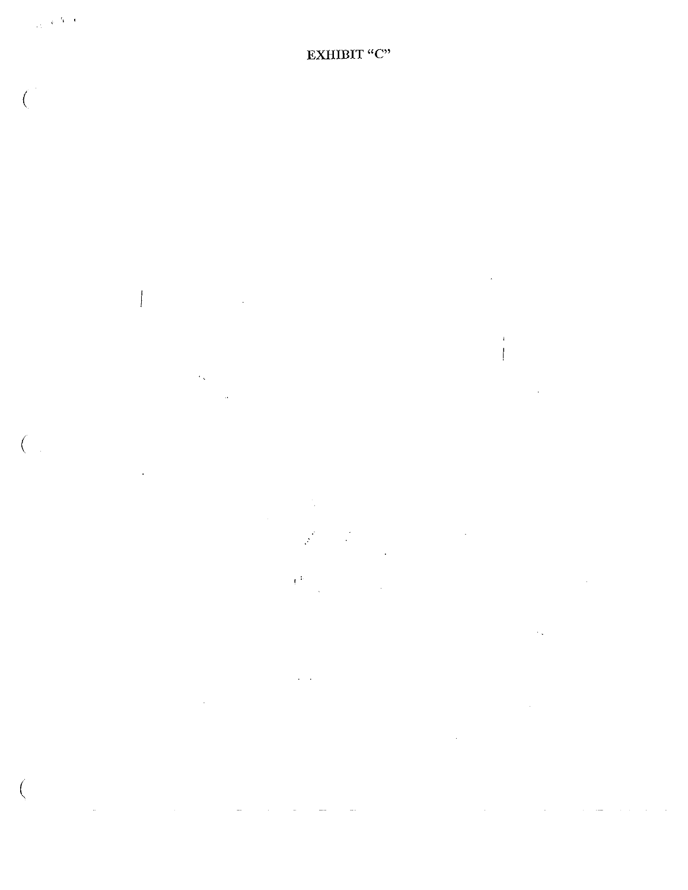EXHIBIT "C"